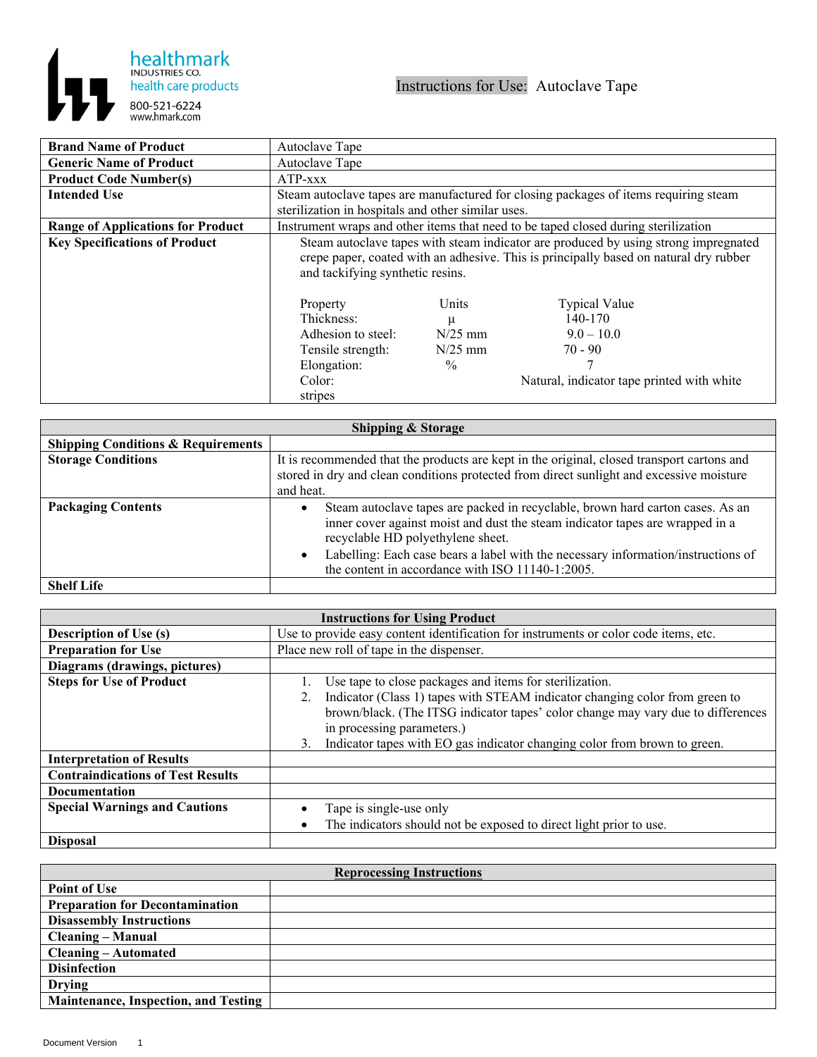healthmark
INDUSTRIES CO.
health care products
800-521-6224
www.hmark.com

# Instructions for Use: Autoclave Tape

| | |
|---|---|
| **Brand Name of Product** | Autoclave Tape |
| **Generic Name of Product** | Autoclave Tape |
| **Product Code Number(s)** | ATP-xxx |
| **Intended Use** | Steam autoclave tapes are manufactured for closing packages of items requiring steam sterilization in hospitals and other similar uses. |
| **Range of Applications for Product** | Instrument wraps and other items that need to be taped closed during sterilization |
| **Key Specifications of Product** | Steam autoclave tapes with steam indicator are produced by using strong impregnated crepe paper, coated with an adhesive. This is principally based on natural dry rubber and tackifying synthetic resins.<br><br>Property / Units / Typical Value<br>Thickness: / μ / 140-170<br>Adhesion to steel: / N/25 mm / 9.0 – 10.0<br>Tensile strength: / N/25 mm / 70 - 90<br>Elongation: / % / 7<br>Color: / / Natural, indicator tape printed with white stripes |

| Shipping & Storage | |
|---|---|
| **Shipping Conditions & Requirements** | |
| **Storage Conditions** | It is recommended that the products are kept in the original, closed transport cartons and stored in dry and clean conditions protected from direct sunlight and excessive moisture and heat. |
| **Packaging Contents** | • Steam autoclave tapes are packed in recyclable, brown hard carton cases. As an inner cover against moist and dust the steam indicator tapes are wrapped in a recyclable HD polyethylene sheet.<br>• Labelling: Each case bears a label with the necessary information/instructions of the content in accordance with ISO 11140-1:2005. |
| **Shelf Life** | |

| Instructions for Using Product | |
|---|---|
| **Description of Use (s)** | Use to provide easy content identification for instruments or color code items, etc. |
| **Preparation for Use** | Place new roll of tape in the dispenser. |
| **Diagrams (drawings, pictures)** | |
| **Steps for Use of Product** | 1. Use tape to close packages and items for sterilization.<br>2. Indicator (Class 1) tapes with STEAM indicator changing color from green to brown/black. (The ITSG indicator tapes' color change may vary due to differences in processing parameters.)<br>3. Indicator tapes with EO gas indicator changing color from brown to green. |
| **Interpretation of Results** | |
| **Contraindications of Test Results** | |
| **Documentation** | |
| **Special Warnings and Cautions** | • Tape is single-use only<br>• The indicators should not be exposed to direct light prior to use. |
| **Disposal** | |

| Reprocessing Instructions | |
|---|---|
| **Point of Use** | |
| **Preparation for Decontamination** | |
| **Disassembly Instructions** | |
| **Cleaning – Manual** | |
| **Cleaning – Automated** | |
| **Disinfection** | |
| **Drying** | |
| **Maintenance, Inspection, and Testing** | |

Document Version 1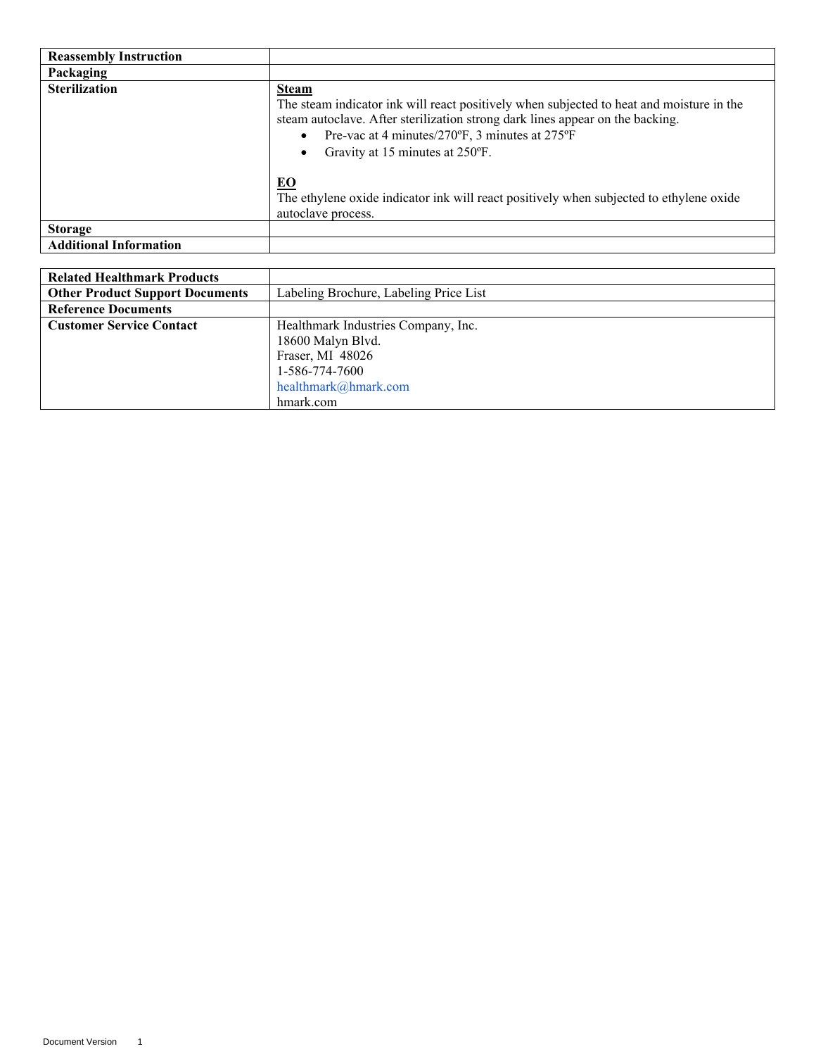| | |
|---|---|
| **Reassembly Instruction** | |
| **Packaging** | |
| **Sterilization** | **<u>Steam</u>**<br>The steam indicator ink will react positively when subjected to heat and moisture in the steam autoclave. After sterilization strong dark lines appear on the backing.<br>• Pre-vac at 4 minutes/270ºF, 3 minutes at 275ºF<br>• Gravity at 15 minutes at 250ºF.<br><br>**<u>EO</u>**<br>The ethylene oxide indicator ink will react positively when subjected to ethylene oxide autoclave process. |
| **Storage** | |
| **Additional Information** | |

| | |
|---|---|
| **Related Healthmark Products** | |
| **Other Product Support Documents** | Labeling Brochure, Labeling Price List |
| **Reference Documents** | |
| **Customer Service Contact** | Healthmark Industries Company, Inc.<br>18600 Malyn Blvd.<br>Fraser, MI 48026<br>1-586-774-7600<br>healthmark@hmark.com<br>hmark.com |

Document Version 1